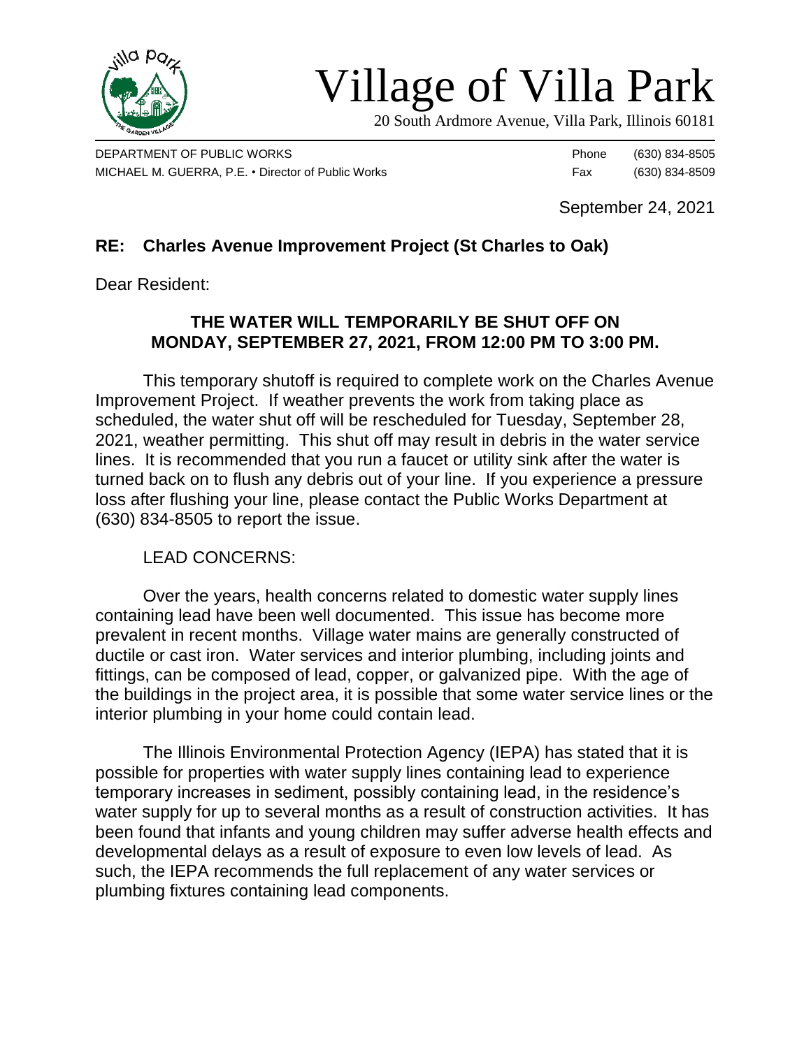# Village of Villa Park

20 South Ardmore Avenue, Villa Park, Illinois 60181

DEPARTMENT OF PUBLIC WORKS
MICHAEL M. GUERRA, P.E. • Director of Public Works

Phone (630) 834-8505
Fax (630) 834-8509

September 24, 2021

**RE: Charles Avenue Improvement Project (St Charles to Oak)**

Dear Resident:

**THE WATER WILL TEMPORARILY BE SHUT OFF ON MONDAY, SEPTEMBER 27, 2021, FROM 12:00 PM TO 3:00 PM.**

This temporary shutoff is required to complete work on the Charles Avenue Improvement Project. If weather prevents the work from taking place as scheduled, the water shut off will be rescheduled for Tuesday, September 28, 2021, weather permitting. This shut off may result in debris in the water service lines. It is recommended that you run a faucet or utility sink after the water is turned back on to flush any debris out of your line. If you experience a pressure loss after flushing your line, please contact the Public Works Department at (630) 834-8505 to report the issue.

LEAD CONCERNS:

Over the years, health concerns related to domestic water supply lines containing lead have been well documented. This issue has become more prevalent in recent months. Village water mains are generally constructed of ductile or cast iron. Water services and interior plumbing, including joints and fittings, can be composed of lead, copper, or galvanized pipe. With the age of the buildings in the project area, it is possible that some water service lines or the interior plumbing in your home could contain lead.

The Illinois Environmental Protection Agency (IEPA) has stated that it is possible for properties with water supply lines containing lead to experience temporary increases in sediment, possibly containing lead, in the residence's water supply for up to several months as a result of construction activities. It has been found that infants and young children may suffer adverse health effects and developmental delays as a result of exposure to even low levels of lead. As such, the IEPA recommends the full replacement of any water services or plumbing fixtures containing lead components.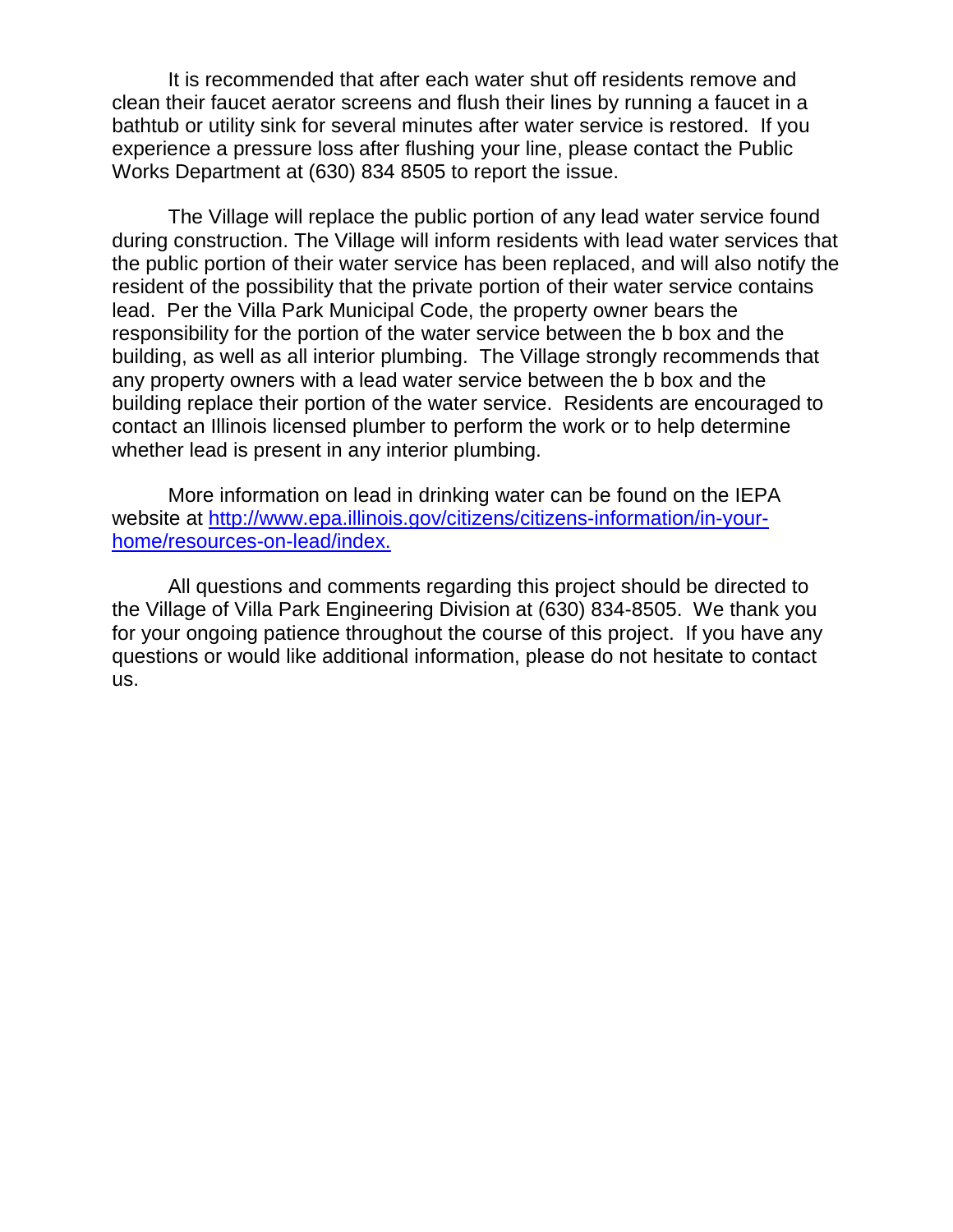It is recommended that after each water shut off residents remove and clean their faucet aerator screens and flush their lines by running a faucet in a bathtub or utility sink for several minutes after water service is restored. If you experience a pressure loss after flushing your line, please contact the Public Works Department at (630) 834 8505 to report the issue.

The Village will replace the public portion of any lead water service found during construction. The Village will inform residents with lead water services that the public portion of their water service has been replaced, and will also notify the resident of the possibility that the private portion of their water service contains lead. Per the Villa Park Municipal Code, the property owner bears the responsibility for the portion of the water service between the b box and the building, as well as all interior plumbing. The Village strongly recommends that any property owners with a lead water service between the b box and the building replace their portion of the water service. Residents are encouraged to contact an Illinois licensed plumber to perform the work or to help determine whether lead is present in any interior plumbing.

More information on lead in drinking water can be found on the IEPA website at [http://www.epa.illinois.gov/citizens/citizens-information/in-your-home/resources-on-lead/index.](http://www.epa.illinois.gov/citizens/citizens-information/in-your-home/resources-on-lead/index.)

All questions and comments regarding this project should be directed to the Village of Villa Park Engineering Division at (630) 834-8505. We thank you for your ongoing patience throughout the course of this project. If you have any questions or would like additional information, please do not hesitate to contact us.